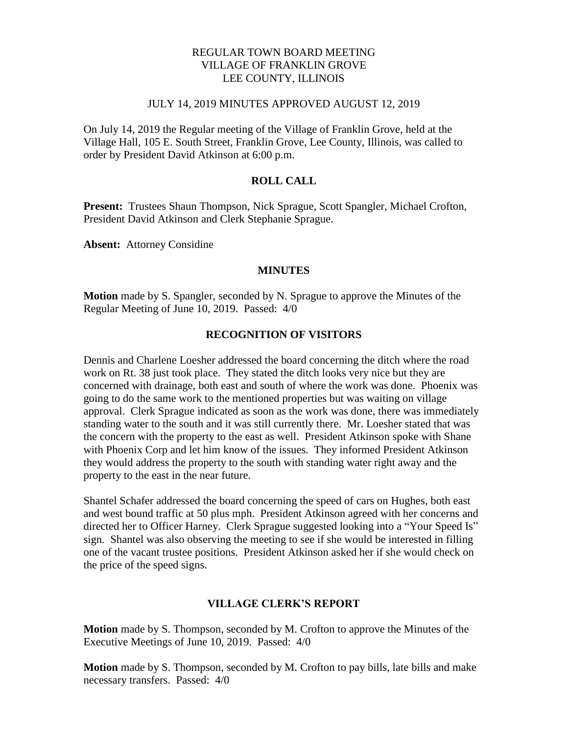# REGULAR TOWN BOARD MEETING
# VILLAGE OF FRANKLIN GROVE
# LEE COUNTY, ILLINOIS

JULY 14, 2019 MINUTES APPROVED AUGUST 12, 2019

On July 14, 2019 the Regular meeting of the Village of Franklin Grove, held at the Village Hall, 105 E. South Street, Franklin Grove, Lee County, Illinois, was called to order by President David Atkinson at 6:00 p.m.

## ROLL CALL

**Present:** Trustees Shaun Thompson, Nick Sprague, Scott Spangler, Michael Crofton, President David Atkinson and Clerk Stephanie Sprague.

**Absent:** Attorney Considine

## MINUTES

**Motion** made by S. Spangler, seconded by N. Sprague to approve the Minutes of the Regular Meeting of June 10, 2019. Passed: 4/0

## RECOGNITION OF VISITORS

Dennis and Charlene Loesher addressed the board concerning the ditch where the road work on Rt. 38 just took place. They stated the ditch looks very nice but they are concerned with drainage, both east and south of where the work was done. Phoenix was going to do the same work to the mentioned properties but was waiting on village approval. Clerk Sprague indicated as soon as the work was done, there was immediately standing water to the south and it was still currently there. Mr. Loesher stated that was the concern with the property to the east as well. President Atkinson spoke with Shane with Phoenix Corp and let him know of the issues. They informed President Atkinson they would address the property to the south with standing water right away and the property to the east in the near future.

Shantel Schafer addressed the board concerning the speed of cars on Hughes, both east and west bound traffic at 50 plus mph. President Atkinson agreed with her concerns and directed her to Officer Harney. Clerk Sprague suggested looking into a "Your Speed Is" sign. Shantel was also observing the meeting to see if she would be interested in filling one of the vacant trustee positions. President Atkinson asked her if she would check on the price of the speed signs.

## VILLAGE CLERK'S REPORT

**Motion** made by S. Thompson, seconded by M. Crofton to approve the Minutes of the Executive Meetings of June 10, 2019. Passed: 4/0

**Motion** made by S. Thompson, seconded by M. Crofton to pay bills, late bills and make necessary transfers. Passed: 4/0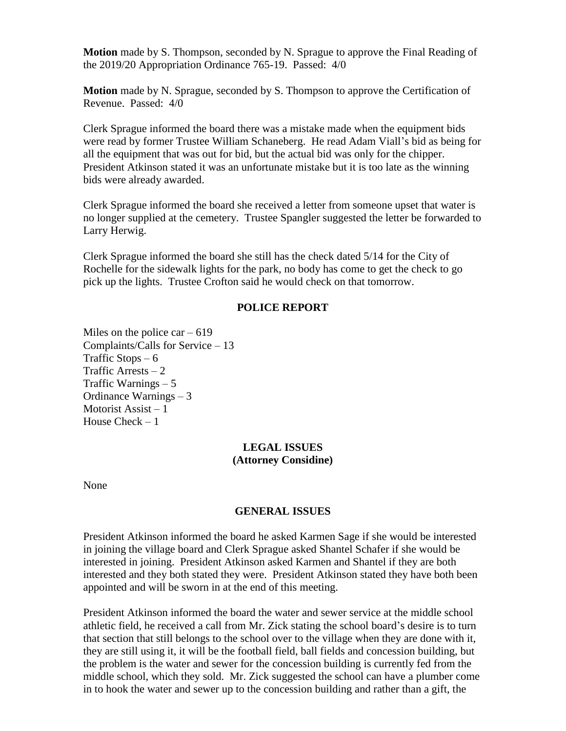**Motion** made by S. Thompson, seconded by N. Sprague to approve the Final Reading of the 2019/20 Appropriation Ordinance 765-19. Passed: 4/0

**Motion** made by N. Sprague, seconded by S. Thompson to approve the Certification of Revenue. Passed: 4/0

Clerk Sprague informed the board there was a mistake made when the equipment bids were read by former Trustee William Schaneberg. He read Adam Viall's bid as being for all the equipment that was out for bid, but the actual bid was only for the chipper. President Atkinson stated it was an unfortunate mistake but it is too late as the winning bids were already awarded.

Clerk Sprague informed the board she received a letter from someone upset that water is no longer supplied at the cemetery. Trustee Spangler suggested the letter be forwarded to Larry Herwig.

Clerk Sprague informed the board she still has the check dated 5/14 for the City of Rochelle for the sidewalk lights for the park, no body has come to get the check to go pick up the lights. Trustee Crofton said he would check on that tomorrow.

## POLICE REPORT

Miles on the police car – 619
Complaints/Calls for Service – 13
Traffic Stops – 6
Traffic Arrests – 2
Traffic Warnings – 5
Ordinance Warnings – 3
Motorist Assist – 1
House Check – 1

## LEGAL ISSUES
## (Attorney Considine)

None

## GENERAL ISSUES

President Atkinson informed the board he asked Karmen Sage if she would be interested in joining the village board and Clerk Sprague asked Shantel Schafer if she would be interested in joining. President Atkinson asked Karmen and Shantel if they are both interested and they both stated they were. President Atkinson stated they have both been appointed and will be sworn in at the end of this meeting.

President Atkinson informed the board the water and sewer service at the middle school athletic field, he received a call from Mr. Zick stating the school board's desire is to turn that section that still belongs to the school over to the village when they are done with it, they are still using it, it will be the football field, ball fields and concession building, but the problem is the water and sewer for the concession building is currently fed from the middle school, which they sold. Mr. Zick suggested the school can have a plumber come in to hook the water and sewer up to the concession building and rather than a gift, the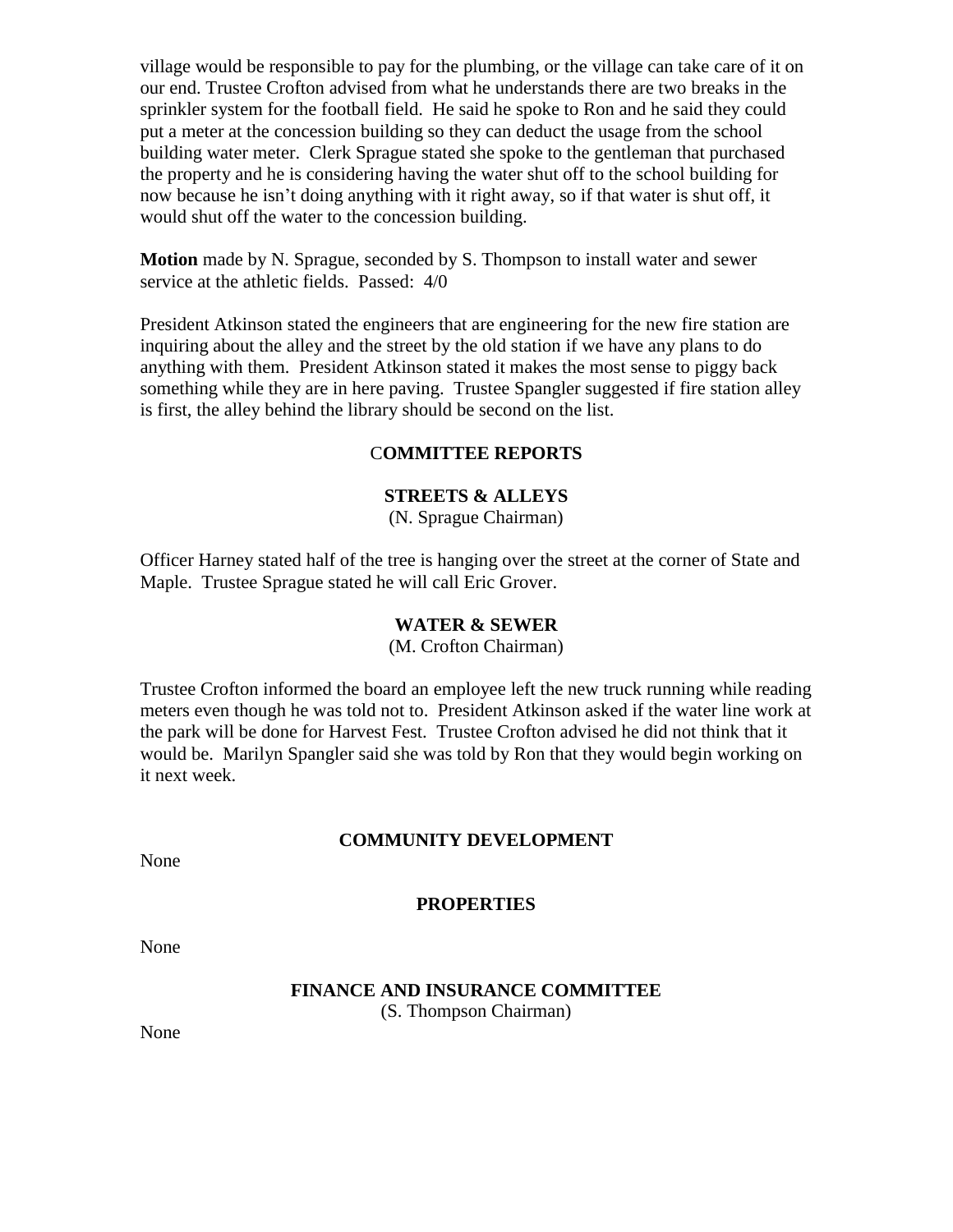village would be responsible to pay for the plumbing, or the village can take care of it on our end. Trustee Crofton advised from what he understands there are two breaks in the sprinkler system for the football field. He said he spoke to Ron and he said they could put a meter at the concession building so they can deduct the usage from the school building water meter. Clerk Sprague stated she spoke to the gentleman that purchased the property and he is considering having the water shut off to the school building for now because he isn't doing anything with it right away, so if that water is shut off, it would shut off the water to the concession building.

**Motion** made by N. Sprague, seconded by S. Thompson to install water and sewer service at the athletic fields. Passed: 4/0

President Atkinson stated the engineers that are engineering for the new fire station are inquiring about the alley and the street by the old station if we have any plans to do anything with them. President Atkinson stated it makes the most sense to piggy back something while they are in here paving. Trustee Spangler suggested if fire station alley is first, the alley behind the library should be second on the list.

## COMMITTEE REPORTS

### STREETS & ALLEYS

(N. Sprague Chairman)

Officer Harney stated half of the tree is hanging over the street at the corner of State and Maple. Trustee Sprague stated he will call Eric Grover.

### WATER & SEWER

(M. Crofton Chairman)

Trustee Crofton informed the board an employee left the new truck running while reading meters even though he was told not to. President Atkinson asked if the water line work at the park will be done for Harvest Fest. Trustee Crofton advised he did not think that it would be. Marilyn Spangler said she was told by Ron that they would begin working on it next week.

### COMMUNITY DEVELOPMENT

None

### PROPERTIES

None

### FINANCE AND INSURANCE COMMITTEE

(S. Thompson Chairman)

None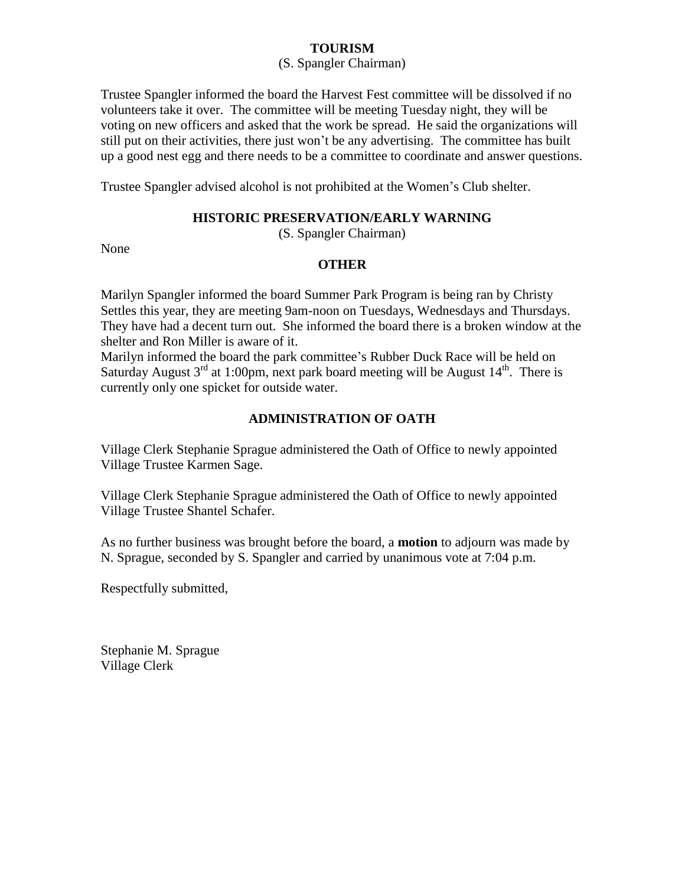## TOURISM

(S. Spangler Chairman)

Trustee Spangler informed the board the Harvest Fest committee will be dissolved if no volunteers take it over. The committee will be meeting Tuesday night, they will be voting on new officers and asked that the work be spread. He said the organizations will still put on their activities, there just won't be any advertising. The committee has built up a good nest egg and there needs to be a committee to coordinate and answer questions.

Trustee Spangler advised alcohol is not prohibited at the Women's Club shelter.

## HISTORIC PRESERVATION/EARLY WARNING

(S. Spangler Chairman)

None

## OTHER

Marilyn Spangler informed the board Summer Park Program is being ran by Christy Settles this year, they are meeting 9am-noon on Tuesdays, Wednesdays and Thursdays. They have had a decent turn out. She informed the board there is a broken window at the shelter and Ron Miller is aware of it.

Marilyn informed the board the park committee's Rubber Duck Race will be held on Saturday August 3rd at 1:00pm, next park board meeting will be August 14th. There is currently only one spicket for outside water.

## ADMINISTRATION OF OATH

Village Clerk Stephanie Sprague administered the Oath of Office to newly appointed Village Trustee Karmen Sage.

Village Clerk Stephanie Sprague administered the Oath of Office to newly appointed Village Trustee Shantel Schafer.

As no further business was brought before the board, a **motion** to adjourn was made by N. Sprague, seconded by S. Spangler and carried by unanimous vote at 7:04 p.m.

Respectfully submitted,

Stephanie M. Sprague
Village Clerk